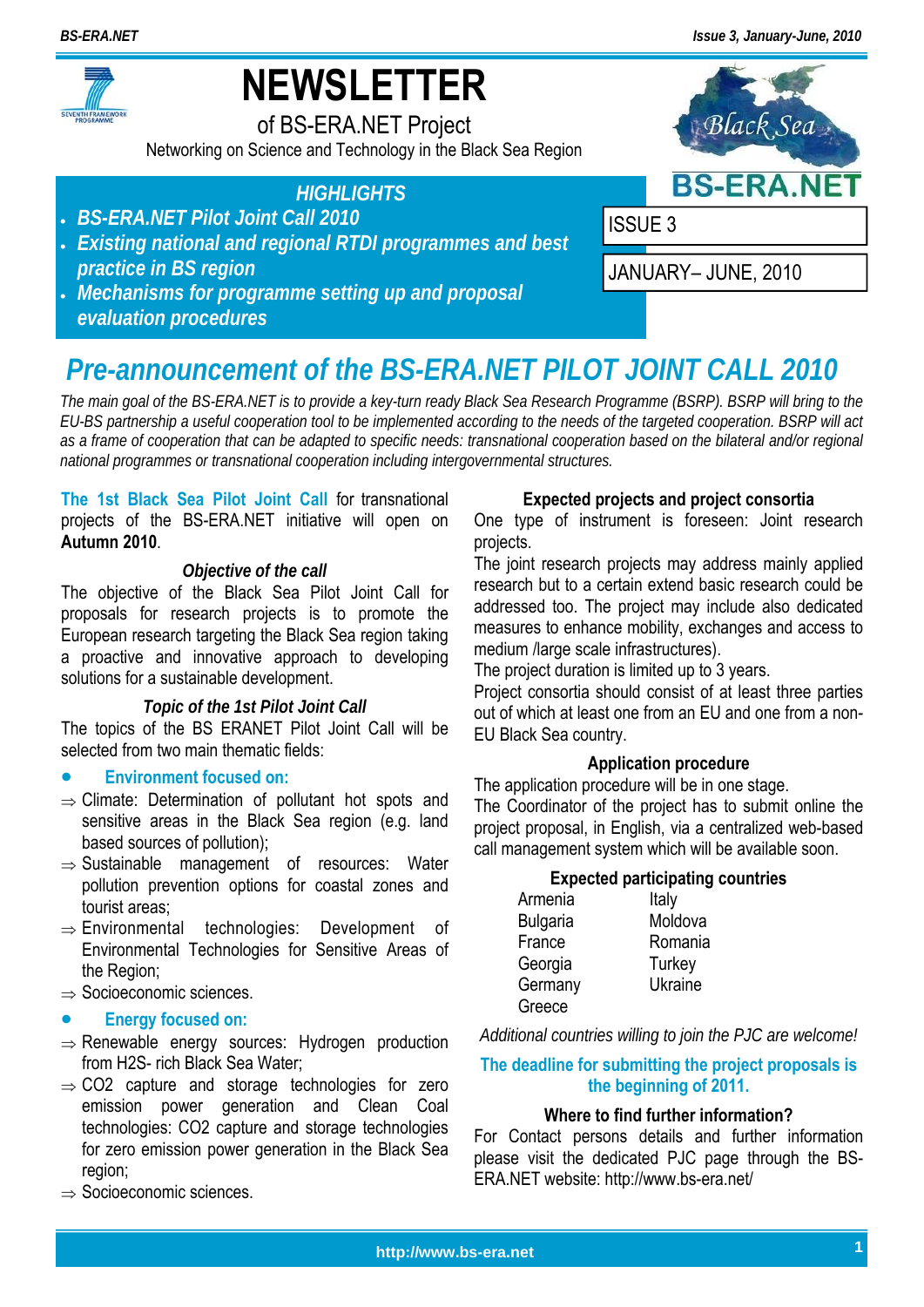# NEWSLETTER

of BS-ERA.NET Project

Networking on Science and Technology in the Black Sea Region

BS-ERA.NET

ISSUE 3

JANUARY– JUNE, 2010

### HIGHLIGHTS

- ***BS-ERA.NET Pilot Joint Call 2010***
- ***Existing national and regional RTDI programmes and best practice in BS region***
- ***Mechanisms for programme setting up and proposal evaluation procedures***

## *Pre-announcement of the BS-ERA.NET PILOT JOINT CALL 2010*

*The main goal of the BS-ERA.NET is to provide a key-turn ready Black Sea Research Programme (BSRP). BSRP will bring to the EU-BS partnership a useful cooperation tool to be implemented according to the needs of the targeted cooperation. BSRP will act as a frame of cooperation that can be adapted to specific needs: transnational cooperation based on the bilateral and/or regional national programmes or transnational cooperation including intergovernmental structures.*

**The 1st Black Sea Pilot Joint Call** for transnational projects of the BS-ERA.NET initiative will open on **Autumn 2010**.

#### *Objective of the call*

The objective of the Black Sea Pilot Joint Call for proposals for research projects is to promote the European research targeting the Black Sea region taking a proactive and innovative approach to developing solutions for a sustainable development.

#### *Topic of the 1st Pilot Joint Call*

The topics of the BS ERANET Pilot Joint Call will be selected from two main thematic fields:

- **Environment focused on:**
  - ⇒ Climate: Determination of pollutant hot spots and sensitive areas in the Black Sea region (e.g. land based sources of pollution);
  - ⇒ Sustainable management of resources: Water pollution prevention options for coastal zones and tourist areas;
  - ⇒ Environmental technologies: Development of Environmental Technologies for Sensitive Areas of the Region;
  - ⇒ Socioeconomic sciences.
- **Energy focused on:**
  - ⇒ Renewable energy sources: Hydrogen production from H2S- rich Black Sea Water;
  - ⇒ CO2 capture and storage technologies for zero emission power generation and Clean Coal technologies: CO2 capture and storage technologies for zero emission power generation in the Black Sea region;
  - ⇒ Socioeconomic sciences.

#### Expected projects and project consortia

One type of instrument is foreseen: Joint research projects.

The joint research projects may address mainly applied research but to a certain extend basic research could be addressed too. The project may include also dedicated measures to enhance mobility, exchanges and access to medium /large scale infrastructures).

The project duration is limited up to 3 years.

Project consortia should consist of at least three parties out of which at least one from an EU and one from a non-EU Black Sea country.

#### Application procedure

The application procedure will be in one stage.

The Coordinator of the project has to submit online the project proposal, in English, via a centralized web-based call management system which will be available soon.

#### Expected participating countries

| | |
|---|---|
| Armenia | Italy |
| Bulgaria | Moldova |
| France | Romania |
| Georgia | Turkey |
| Germany | Ukraine |
| Greece | |

*Additional countries willing to join the PJC are welcome!*

**The deadline for submitting the project proposals is the beginning of 2011.**

#### Where to find further information?

For Contact persons details and further information please visit the dedicated PJC page through the BS-ERA.NET website: http://www.bs-era.net/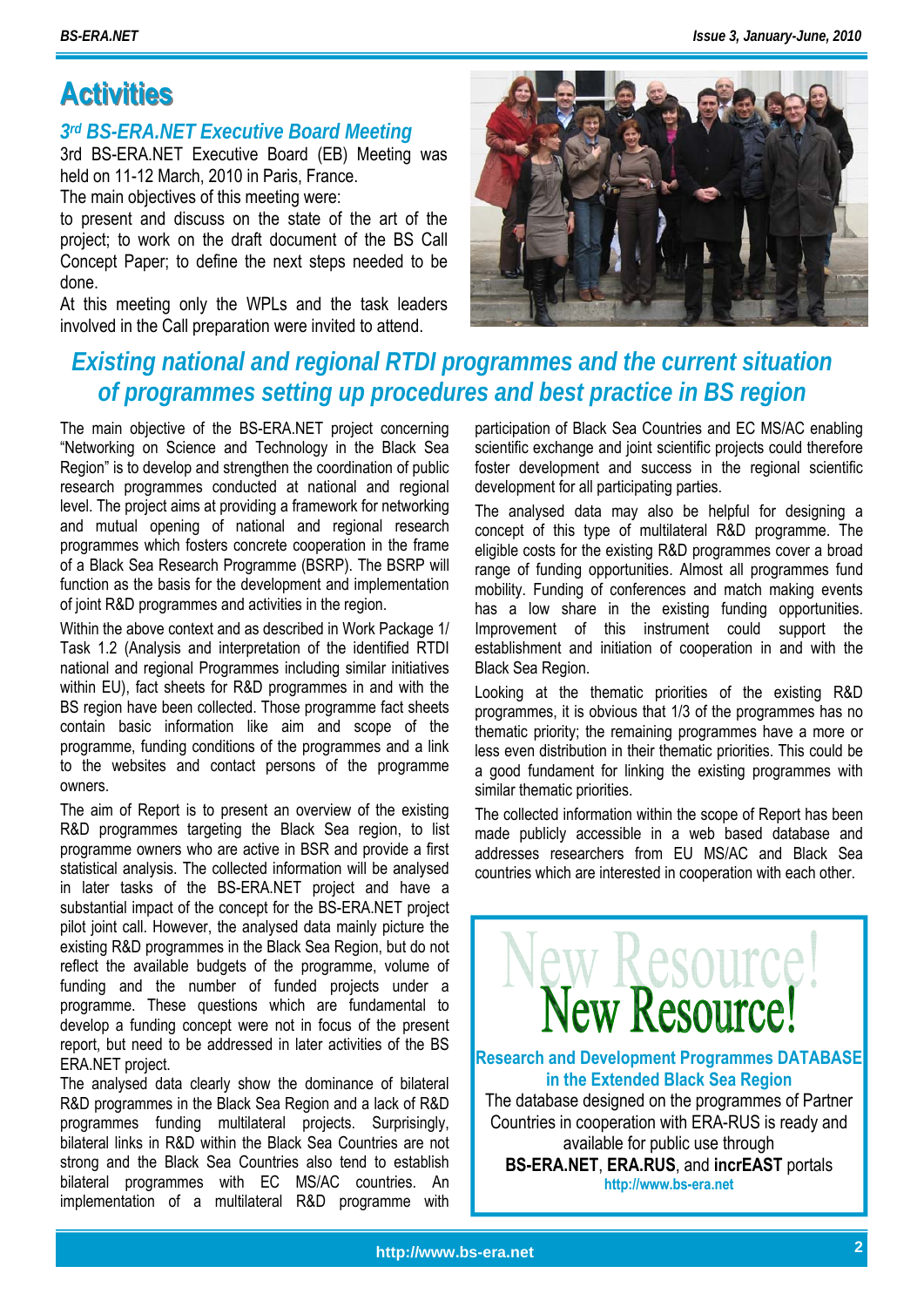# Activities

### 3rd BS-ERA.NET Executive Board Meeting

3rd BS-ERA.NET Executive Board (EB) Meeting was held on 11-12 March, 2010 in Paris, France.

The main objectives of this meeting were:

to present and discuss on the state of the art of the project; to work on the draft document of the BS Call Concept Paper; to define the next steps needed to be done.

At this meeting only the WPLs and the task leaders involved in the Call preparation were invited to attend.

## Existing national and regional RTDI programmes and the current situation of programmes setting up procedures and best practice in BS region

The main objective of the BS-ERA.NET project concerning "Networking on Science and Technology in the Black Sea Region" is to develop and strengthen the coordination of public research programmes conducted at national and regional level. The project aims at providing a framework for networking and mutual opening of national and regional research programmes which fosters concrete cooperation in the frame of a Black Sea Research Programme (BSRP). The BSRP will function as the basis for the development and implementation of joint R&D programmes and activities in the region.

Within the above context and as described in Work Package 1/ Task 1.2 (Analysis and interpretation of the identified RTDI national and regional Programmes including similar initiatives within EU), fact sheets for R&D programmes in and with the BS region have been collected. Those programme fact sheets contain basic information like aim and scope of the programme, funding conditions of the programmes and a link to the websites and contact persons of the programme owners.

The aim of Report is to present an overview of the existing R&D programmes targeting the Black Sea region, to list programme owners who are active in BSR and provide a first statistical analysis. The collected information will be analysed in later tasks of the BS-ERA.NET project and have a substantial impact of the concept for the BS-ERA.NET project pilot joint call. However, the analysed data mainly picture the existing R&D programmes in the Black Sea Region, but do not reflect the available budgets of the programme, volume of funding and the number of funded projects under a programme. These questions which are fundamental to develop a funding concept were not in focus of the present report, but need to be addressed in later activities of the BS ERA.NET project.

The analysed data clearly show the dominance of bilateral R&D programmes in the Black Sea Region and a lack of R&D programmes funding multilateral projects. Surprisingly, bilateral links in R&D within the Black Sea Countries are not strong and the Black Sea Countries also tend to establish bilateral programmes with EC MS/AC countries. An implementation of a multilateral R&D programme with participation of Black Sea Countries and EC MS/AC enabling scientific exchange and joint scientific projects could therefore foster development and success in the regional scientific development for all participating parties.

The analysed data may also be helpful for designing a concept of this type of multilateral R&D programme. The eligible costs for the existing R&D programmes cover a broad range of funding opportunities. Almost all programmes fund mobility. Funding of conferences and match making events has a low share in the existing funding opportunities. Improvement of this instrument could support the establishment and initiation of cooperation in and with the Black Sea Region.

Looking at the thematic priorities of the existing R&D programmes, it is obvious that 1/3 of the programmes has no thematic priority; the remaining programmes have a more or less even distribution in their thematic priorities. This could be a good fundament for linking the existing programmes with similar thematic priorities.

The collected information within the scope of Report has been made publicly accessible in a web based database and addresses researchers from EU MS/AC and Black Sea countries which are interested in cooperation with each other.

**New Resource!**

**Research and Development Programmes DATABASE in the Extended Black Sea Region**

The database designed on the programmes of Partner Countries in cooperation with ERA-RUS is ready and available for public use through **BS-ERA.NET**, **ERA.RUS**, and **incrEAST** portals

http://www.bs-era.net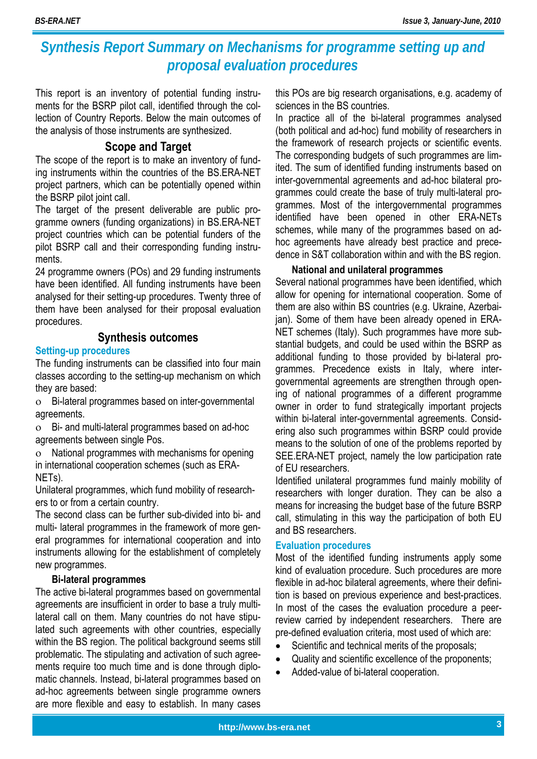# Synthesis Report Summary on Mechanisms for programme setting up and proposal evaluation procedures

This report is an inventory of potential funding instruments for the BSRP pilot call, identified through the collection of Country Reports. Below the main outcomes of the analysis of those instruments are synthesized.

## Scope and Target

The scope of the report is to make an inventory of funding instruments within the countries of the BS.ERA-NET project partners, which can be potentially opened within the BSRP pilot joint call.

The target of the present deliverable are public programme owners (funding organizations) in BS.ERA-NET project countries which can be potential funders of the pilot BSRP call and their corresponding funding instruments.

24 programme owners (POs) and 29 funding instruments have been identified. All funding instruments have been analysed for their setting-up procedures. Twenty three of them have been analysed for their proposal evaluation procedures.

## Synthesis outcomes

### Setting-up procedures

The funding instruments can be classified into four main classes according to the setting-up mechanism on which they are based:

- Bi-lateral programmes based on inter-governmental agreements.
- Bi- and multi-lateral programmes based on ad-hoc agreements between single Pos.
- National programmes with mechanisms for opening in international cooperation schemes (such as ERA-NETs).

Unilateral programmes, which fund mobility of researchers to or from a certain country.

The second class can be further sub-divided into bi- and multi- lateral programmes in the framework of more general programmes for international cooperation and into instruments allowing for the establishment of completely new programmes.

#### Bi-lateral programmes

The active bi-lateral programmes based on governmental agreements are insufficient in order to base a truly multi-lateral call on them. Many countries do not have stipulated such agreements with other countries, especially within the BS region. The political background seems still problematic. The stipulating and activation of such agreements require too much time and is done through diplomatic channels. Instead, bi-lateral programmes based on ad-hoc agreements between single programme owners are more flexible and easy to establish. In many cases this POs are big research organisations, e.g. academy of sciences in the BS countries.

In practice all of the bi-lateral programmes analysed (both political and ad-hoc) fund mobility of researchers in the framework of research projects or scientific events. The corresponding budgets of such programmes are limited. The sum of identified funding instruments based on inter-governmental agreements and ad-hoc bilateral programmes could create the base of truly multi-lateral programmes. Most of the intergovernmental programmes identified have been opened in other ERA-NETs schemes, while many of the programmes based on ad-hoc agreements have already best practice and precedence in S&T collaboration within and with the BS region.

#### National and unilateral programmes

Several national programmes have been identified, which allow for opening for international cooperation. Some of them are also within BS countries (e.g. Ukraine, Azerbaijan). Some of them have been already opened in ERA-NET schemes (Italy). Such programmes have more substantial budgets, and could be used within the BSRP as additional funding to those provided by bi-lateral programmes. Precedence exists in Italy, where intergovernmental agreements are strengthen through opening of national programmes of a different programme owner in order to fund strategically important projects within bi-lateral inter-governmental agreements. Considering also such programmes within BSRP could provide means to the solution of one of the problems reported by SEE.ERA-NET project, namely the low participation rate of EU researchers.

Identified unilateral programmes fund mainly mobility of researchers with longer duration. They can be also a means for increasing the budget base of the future BSRP call, stimulating in this way the participation of both EU and BS researchers.

### Evaluation procedures

Most of the identified funding instruments apply some kind of evaluation procedure. Such procedures are more flexible in ad-hoc bilateral agreements, where their definition is based on previous experience and best-practices. In most of the cases the evaluation procedure a peer-review carried by independent researchers. There are pre-defined evaluation criteria, most used of which are:

- Scientific and technical merits of the proposals;
- Quality and scientific excellence of the proponents;
- Added-value of bi-lateral cooperation.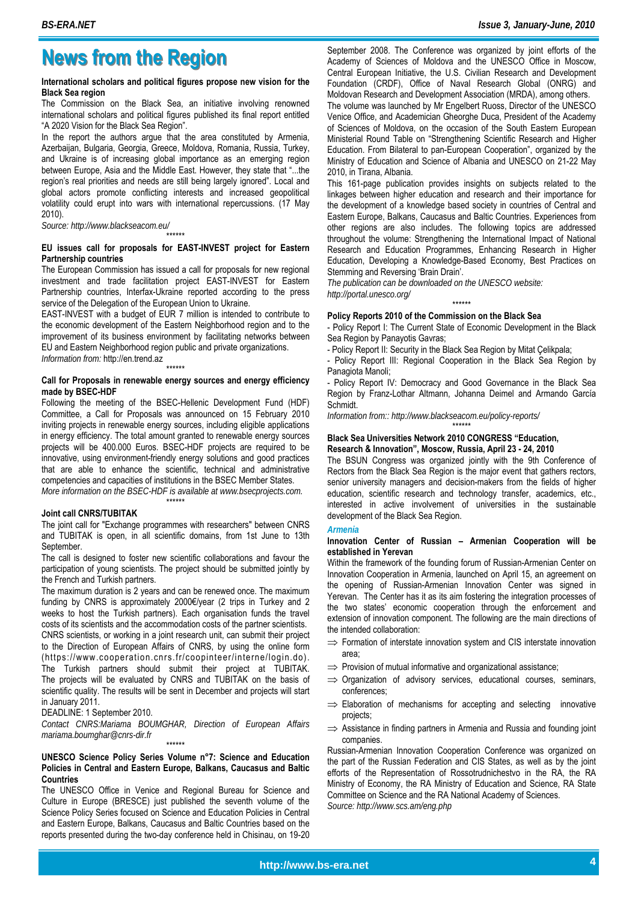# News from the Region

**International scholars and political figures propose new vision for the Black Sea region**

The Commission on the Black Sea, an initiative involving renowned international scholars and political figures published its final report entitled "A 2020 Vision for the Black Sea Region".

In the report the authors argue that the area constituted by Armenia, Azerbaijan, Bulgaria, Georgia, Greece, Moldova, Romania, Russia, Turkey, and Ukraine is of increasing global importance as an emerging region between Europe, Asia and the Middle East. However, they state that "...the region's real priorities and needs are still being largely ignored". Local and global actors promote conflicting interests and increased geopolitical volatility could erupt into wars with international repercussions. (17 May 2010).

*Source: http://www.blackseacom.eu/*

\*\*\*\*\*\*

**EU issues call for proposals for EAST-INVEST project for Eastern Partnership countries**

The European Commission has issued a call for proposals for new regional investment and trade facilitation project EAST-INVEST for Eastern Partnership countries, Interfax-Ukraine reported according to the press service of the Delegation of the European Union to Ukraine.

EAST-INVEST with a budget of EUR 7 million is intended to contribute to the economic development of the Eastern Neighborhood region and to the improvement of its business environment by facilitating networks between EU and Eastern Neighborhood region public and private organizations.

*Information from:* http://en.trend.az

\*\*\*\*\*\*

**Call for Proposals in renewable energy sources and energy efficiency made by BSEC-HDF**

Following the meeting of the BSEC-Hellenic Development Fund (HDF) Committee, a Call for Proposals was announced on 15 February 2010 inviting projects in renewable energy sources, including eligible applications in energy efficiency. The total amount granted to renewable energy sources projects will be 400.000 Euros. BSEC-HDF projects are required to be innovative, using environment-friendly energy solutions and good practices that are able to enhance the scientific, technical and administrative competencies and capacities of institutions in the BSEC Member States.

*More information on the BSEC-HDF is available at www.bsecprojects.com.*

\*\*\*\*\*\*

**Joint call CNRS/TUBITAK**

The joint call for "Exchange programmes with researchers" between CNRS and TUBITAK is open, in all scientific domains, from 1st June to 13th September.

The call is designed to foster new scientific collaborations and favour the participation of young scientists. The project should be submitted jointly by the French and Turkish partners.

The maximum duration is 2 years and can be renewed once. The maximum funding by CNRS is approximately 2000€/year (2 trips in Turkey and 2 weeks to host the Turkish partners). Each organisation funds the travel costs of its scientists and the accommodation costs of the partner scientists.

CNRS scientists, or working in a joint research unit, can submit their project to the Direction of European Affairs of CNRS, by using the online form (https://www.cooperation.cnrs.fr/coopinteer/interne/login.do). The Turkish partners should submit their project at TUBITAK. The projects will be evaluated by CNRS and TUBITAK on the basis of scientific quality. The results will be sent in December and projects will start in January 2011.

DEADLINE: 1 September 2010.

*Contact CNRS:Mariama BOUMGHAR, Direction of European Affairs mariama.boumghar@cnrs-dir.fr*

\*\*\*\*\*\*

**UNESCO Science Policy Series Volume n°7: Science and Education Policies in Central and Eastern Europe, Balkans, Caucasus and Baltic Countries**

The UNESCO Office in Venice and Regional Bureau for Science and Culture in Europe (BRESCE) just published the seventh volume of the Science Policy Series focused on Science and Education Policies in Central and Eastern Europe, Balkans, Caucasus and Baltic Countries based on the reports presented during the two-day conference held in Chisinau, on 19-20 September 2008. The Conference was organized by joint efforts of the Academy of Sciences of Moldova and the UNESCO Office in Moscow, Central European Initiative, the U.S. Civilian Research and Development Foundation (CRDF), Office of Naval Research Global (ONRG) and Moldovan Research and Development Association (MRDA), among others.

The volume was launched by Mr Engelbert Ruoss, Director of the UNESCO Venice Office, and Academician Gheorghe Duca, President of the Academy of Sciences of Moldova, on the occasion of the South Eastern European Ministerial Round Table on "Strengthening Scientific Research and Higher Education. From Bilateral to pan-European Cooperation", organized by the Ministry of Education and Science of Albania and UNESCO on 21-22 May 2010, in Tirana, Albania.

This 161-page publication provides insights on subjects related to the linkages between higher education and research and their importance for the development of a knowledge based society in countries of Central and Eastern Europe, Balkans, Caucasus and Baltic Countries. Experiences from other regions are also includes. The following topics are addressed throughout the volume: Strengthening the International Impact of National Research and Education Programmes, Enhancing Research in Higher Education, Developing a Knowledge-Based Economy, Best Practices on Stemming and Reversing 'Brain Drain'.

*The publication can be downloaded on the UNESCO website: http://portal.unesco.org/*

\*\*\*\*\*\*

**Policy Reports 2010 of the Commission on the Black Sea**

- Policy Report I: The Current State of Economic Development in the Black Sea Region by Panayotis Gavras;
- Policy Report II: Security in the Black Sea Region by Mitat Çelikpala;
- Policy Report III: Regional Cooperation in the Black Sea Region by Panagiota Manoli;
- Policy Report IV: Democracy and Good Governance in the Black Sea Region by Franz-Lothar Altmann, Johanna Deimel and Armando García Schmidt.

*Information from:: http://www.blackseacom.eu/policy-reports/*

\*\*\*\*\*\*

**Black Sea Universities Network 2010 CONGRESS "Education, Research & Innovation", Moscow, Russia, April 23 - 24, 2010**

The BSUN Congress was organized jointly with the 9th Conference of Rectors from the Black Sea Region is the major event that gathers rectors, senior university managers and decision-makers from the fields of higher education, scientific research and technology transfer, academics, etc., interested in active involvement of universities in the sustainable development of the Black Sea Region.

### *Armenia*

**Innovation Center of Russian – Armenian Cooperation will be established in Yerevan**

Within the framework of the founding forum of Russian-Armenian Center on Innovation Cooperation in Armenia, launched on April 15, an agreement on the opening of Russian-Armenian Innovation Center was signed in Yerevan. The Center has it as its aim fostering the integration processes of the two states' economic cooperation through the enforcement and extension of innovation component. The following are the main directions of the intended collaboration:

- ⇒ Formation of interstate innovation system and CIS interstate innovation area;
- ⇒ Provision of mutual informative and organizational assistance;
- ⇒ Organization of advisory services, educational courses, seminars, conferences;
- ⇒ Elaboration of mechanisms for accepting and selecting innovative projects;
- ⇒ Assistance in finding partners in Armenia and Russia and founding joint companies.

Russian-Armenian Innovation Cooperation Conference was organized on the part of the Russian Federation and CIS States, as well as by the joint efforts of the Representation of Rossotrudnichestvo in the RA, the RA Ministry of Economy, the RA Ministry of Education and Science, RA State Committee on Science and the RA National Academy of Sciences.

*Source: http://www.scs.am/eng.php*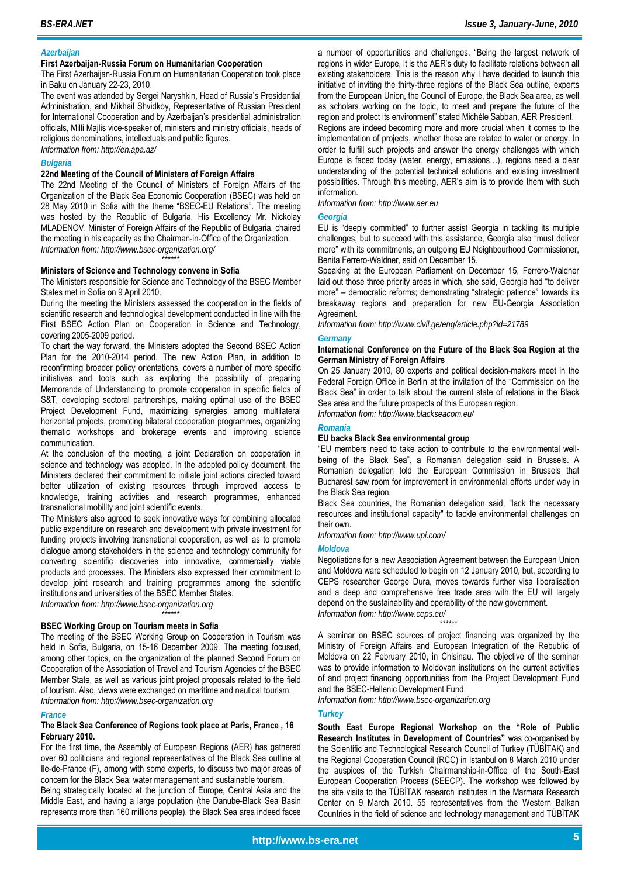### *Azerbaijan*

**First Azerbaijan-Russia Forum on Humanitarian Cooperation**

The First Azerbaijan-Russia Forum on Humanitarian Cooperation took place in Baku on January 22-23, 2010.

The event was attended by Sergei Naryshkin, Head of Russia's Presidential Administration, and Mikhail Shvidkoy, Representative of Russian President for International Cooperation and by Azerbaijan's presidential administration officials, Milli Majlis vice-speaker of, ministers and ministry officials, heads of religious denominations, intellectuals and public figures.

*Information from: http://en.apa.az/*

### *Bulgaria*

**22nd Meeting of the Council of Ministers of Foreign Affairs**

The 22nd Meeting of the Council of Ministers of Foreign Affairs of the Organization of the Black Sea Economic Cooperation (BSEC) was held on 28 May 2010 in Sofia with the theme "BSEC-EU Relations". The meeting was hosted by the Republic of Bulgaria. His Excellency Mr. Nickolay MLADENOV, Minister of Foreign Affairs of the Republic of Bulgaria, chaired the meeting in his capacity as the Chairman-in-Office of the Organization.

*Information from: http://www.bsec-organization.org/*

\*\*\*\*\*\*

**Ministers of Science and Technology convene in Sofia**

The Ministers responsible for Science and Technology of the BSEC Member States met in Sofia on 9 April 2010.

During the meeting the Ministers assessed the cooperation in the fields of scientific research and technological development conducted in line with the First BSEC Action Plan on Cooperation in Science and Technology, covering 2005-2009 period.

To chart the way forward, the Ministers adopted the Second BSEC Action Plan for the 2010-2014 period. The new Action Plan, in addition to reconfirming broader policy orientations, covers a number of more specific initiatives and tools such as exploring the possibility of preparing Memoranda of Understanding to promote cooperation in specific fields of S&T, developing sectoral partnerships, making optimal use of the BSEC Project Development Fund, maximizing synergies among multilateral horizontal projects, promoting bilateral cooperation programmes, organizing thematic workshops and brokerage events and improving science communication.

At the conclusion of the meeting, a joint Declaration on cooperation in science and technology was adopted. In the adopted policy document, the Ministers declared their commitment to initiate joint actions directed toward better utilization of existing resources through improved access to knowledge, training activities and research programmes, enhanced transnational mobility and joint scientific events.

The Ministers also agreed to seek innovative ways for combining allocated public expenditure on research and development with private investment for funding projects involving transnational cooperation, as well as to promote dialogue among stakeholders in the science and technology community for converting scientific discoveries into innovative, commercially viable products and processes. The Ministers also expressed their commitment to develop joint research and training programmes among the scientific institutions and universities of the BSEC Member States.

*Information from: http://www.bsec-organization.org*

\*\*\*\*\*\*

**BSEC Working Group on Tourism meets in Sofia**

The meeting of the BSEC Working Group on Cooperation in Tourism was held in Sofia, Bulgaria, on 15-16 December 2009. The meeting focused, among other topics, on the organization of the planned Second Forum on Cooperation of the Association of Travel and Tourism Agencies of the BSEC Member State, as well as various joint project proposals related to the field of tourism. Also, views were exchanged on maritime and nautical tourism.

*Information from: http://www.bsec-organization.org*

### *France*

**The Black Sea Conference of Regions took place at Paris, France , 16 February 2010.**

For the first time, the Assembly of European Regions (AER) has gathered over 60 politicians and regional representatives of the Black Sea outline at Ile-de-France (F), among with some experts, to discuss two major areas of concern for the Black Sea: water management and sustainable tourism.

Being strategically located at the junction of Europe, Central Asia and the Middle East, and having a large population (the Danube-Black Sea Basin represents more than 160 millions people), the Black Sea area indeed faces a number of opportunities and challenges. "Being the largest network of regions in wider Europe, it is the AER's duty to facilitate relations between all existing stakeholders. This is the reason why I have decided to launch this initiative of inviting the thirty-three regions of the Black Sea outline, experts from the European Union, the Council of Europe, the Black Sea area, as well as scholars working on the topic, to meet and prepare the future of the region and protect its environment" stated Michèle Sabban, AER President.

Regions are indeed becoming more and more crucial when it comes to the implementation of projects, whether these are related to water or energy. In order to fulfill such projects and answer the energy challenges with which Europe is faced today (water, energy, emissions…), regions need a clear understanding of the potential technical solutions and existing investment possibilities. Through this meeting, AER's aim is to provide them with such information.

*Information from: http://www.aer.eu*

### *Georgia*

EU is "deeply committed" to further assist Georgia in tackling its multiple challenges, but to succeed with this assistance, Georgia also "must deliver more" with its commitments, an outgoing EU Neighbourhood Commissioner, Benita Ferrero-Waldner, said on December 15.

Speaking at the European Parliament on December 15, Ferrero-Waldner laid out those three priority areas in which, she said, Georgia had "to deliver more" – democratic reforms; demonstrating "strategic patience" towards its breakaway regions and preparation for new EU-Georgia Association Agreement.

*Information from: http://www.civil.ge/eng/article.php?id=21789*

### *Germany*

**International Conference on the Future of the Black Sea Region at the German Ministry of Foreign Affairs**

On 25 January 2010, 80 experts and political decision-makers meet in the Federal Foreign Office in Berlin at the invitation of the "Commission on the Black Sea" in order to talk about the current state of relations in the Black Sea area and the future prospects of this European region.

*Information from: http://www.blackseacom.eu/*

### *Romania*

**EU backs Black Sea environmental group**

"EU members need to take action to contribute to the environmental well-being of the Black Sea", a Romanian delegation said in Brussels. A Romanian delegation told the European Commission in Brussels that Bucharest saw room for improvement in environmental efforts under way in the Black Sea region.

Black Sea countries, the Romanian delegation said, "lack the necessary resources and institutional capacity" to tackle environmental challenges on their own.

*Information from: http://www.upi.com/*

### *Moldova*

Negotiations for a new Association Agreement between the European Union and Moldova ware scheduled to begin on 12 January 2010, but, according to CEPS researcher George Dura, moves towards further visa liberalisation and a deep and comprehensive free trade area with the EU will largely depend on the sustainability and operability of the new government.

*Information from: http://www.ceps.eu/*

\*\*\*\*\*\*

A seminar on BSEC sources of project financing was organized by the Ministry of Foreign Affairs and European Integration of the Rebublic of Moldova on 22 February 2010, in Chisinau. The objective of the seminar was to provide information to Moldovan institutions on the current activities of and project financing opportunities from the Project Development Fund and the BSEC-Hellenic Development Fund.

*Information from: http://www.bsec-organization.org*

### *Turkey*

**South East Europe Regional Workshop on the "Role of Public Research Institutes in Development of Countries"** was co-organised by the Scientific and Technological Research Council of Turkey (TÜBİTAK) and the Regional Cooperation Council (RCC) in Istanbul on 8 March 2010 under the auspices of the Turkish Chairmanship-in-Office of the South-East European Cooperation Process (SEECP). The workshop was followed by the site visits to the TÜBİTAK research institutes in the Marmara Research Center on 9 March 2010. 55 representatives from the Western Balkan Countries in the field of science and technology management and TÜBİTAK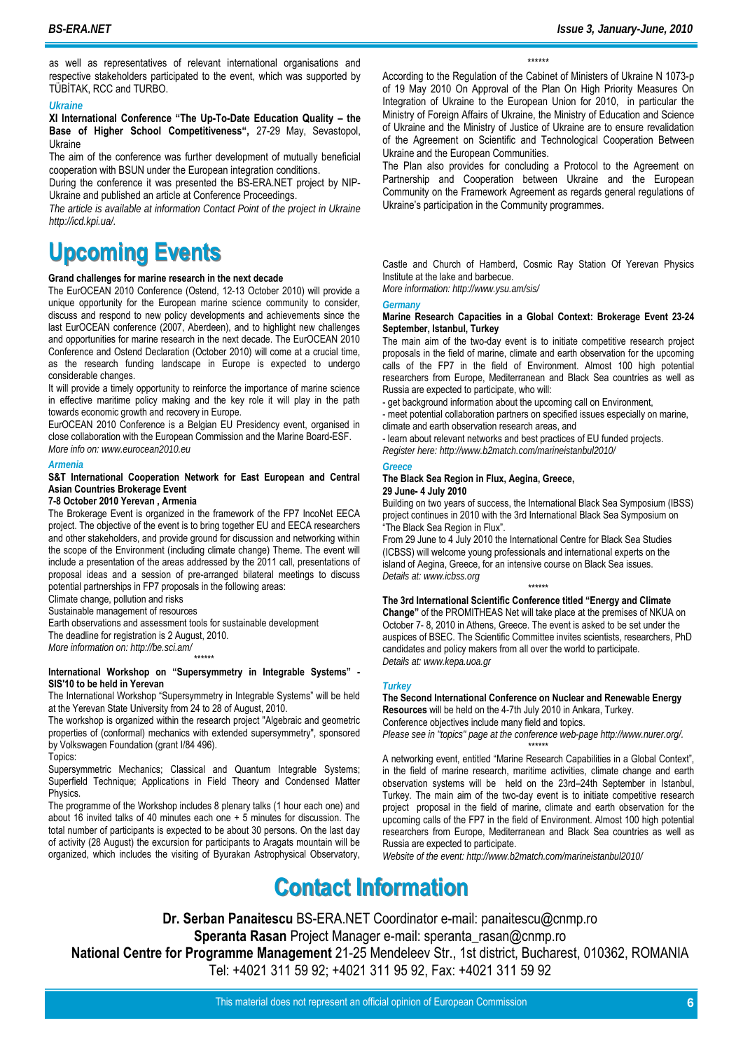as well as representatives of relevant international organisations and respective stakeholders participated to the event, which was supported by TÜBİTAK, RCC and TURBO.

*Ukraine*

**XI International Conference "The Up-To-Date Education Quality – the Base of Higher School Competitiveness",** 27-29 May, Sevastopol, Ukraine

The aim of the conference was further development of mutually beneficial cooperation with BSUN under the European integration conditions.

During the conference it was presented the BS-ERA.NET project by NIP-Ukraine and published an article at Conference Proceedings.

*The article is available at information Contact Point of the project in Ukraine http://icd.kpi.ua/.*

\*\*\*\*\*\*

According to the Regulation of the Cabinet of Ministers of Ukraine N 1073-p of 19 May 2010 On Approval of the Plan On High Priority Measures On Integration of Ukraine to the European Union for 2010, in particular the Ministry of Foreign Affairs of Ukraine, the Ministry of Education and Science of Ukraine and the Ministry of Justice of Ukraine are to ensure revalidation of the Agreement on Scientific and Technological Cooperation Between Ukraine and the European Communities.

The Plan also provides for concluding a Protocol to the Agreement on Partnership and Cooperation between Ukraine and the European Community on the Framework Agreement as regards general regulations of Ukraine's participation in the Community programmes.

# Upcoming Events

**Grand challenges for marine research in the next decade**

The EurOCEAN 2010 Conference (Ostend, 12-13 October 2010) will provide a unique opportunity for the European marine science community to consider, discuss and respond to new policy developments and achievements since the last EurOCEAN conference (2007, Aberdeen), and to highlight new challenges and opportunities for marine research in the next decade. The EurOCEAN 2010 Conference and Ostend Declaration (October 2010) will come at a crucial time, as the research funding landscape in Europe is expected to undergo considerable changes.

It will provide a timely opportunity to reinforce the importance of marine science in effective maritime policy making and the key role it will play in the path towards economic growth and recovery in Europe.

EurOCEAN 2010 Conference is a Belgian EU Presidency event, organised in close collaboration with the European Commission and the Marine Board-ESF.

*More info on: www.eurocean2010.eu*

*Armenia*

**S&T International Cooperation Network for East European and Central Asian Countries Brokerage Event**

**7-8 October 2010 Yerevan , Armenia**

The Brokerage Event is organized in the framework of the FP7 IncoNet EECA project. The objective of the event is to bring together EU and EECA researchers and other stakeholders, and provide ground for discussion and networking within the scope of the Environment (including climate change) Theme. The event will include a presentation of the areas addressed by the 2011 call, presentations of proposal ideas and a session of pre-arranged bilateral meetings to discuss potential partnerships in FP7 proposals in the following areas:

Climate change, pollution and risks

Sustainable management of resources

Earth observations and assessment tools for sustainable development

The deadline for registration is 2 August, 2010.

*More information on: http://be.sci.am/*

\*\*\*\*\*\*

**International Workshop on "Supersymmetry in Integrable Systems" - SIS'10 to be held in Yerevan**

The International Workshop "Supersymmetry in Integrable Systems" will be held at the Yerevan State University from 24 to 28 of August, 2010.

The workshop is organized within the research project "Algebraic and geometric properties of (conformal) mechanics with extended supersymmetry", sponsored by Volkswagen Foundation (grant I/84 496).

Topics:

Supersymmetric Mechanics; Classical and Quantum Integrable Systems; Superfield Technique; Applications in Field Theory and Condensed Matter Physics.

The programme of the Workshop includes 8 plenary talks (1 hour each one) and about 16 invited talks of 40 minutes each one + 5 minutes for discussion. The total number of participants is expected to be about 30 persons. On the last day of activity (28 August) the excursion for participants to Aragats mountain will be organized, which includes the visiting of Byurakan Astrophysical Observatory, Castle and Church of Hamberd, Cosmic Ray Station Of Yerevan Physics Institute at the lake and barbecue.

*More information: http://www.ysu.am/sis/*

*Germany*

**Marine Research Capacities in a Global Context: Brokerage Event 23-24 September, Istanbul, Turkey**

The main aim of the two-day event is to initiate competitive research project proposals in the field of marine, climate and earth observation for the upcoming calls of the FP7 in the field of Environment. Almost 100 high potential researchers from Europe, Mediterranean and Black Sea countries as well as Russia are expected to participate, who will:

- get background information about the upcoming call on Environment,
- meet potential collaboration partners on specified issues especially on marine, climate and earth observation research areas, and
- learn about relevant networks and best practices of EU funded projects.

*Register here: http://www.b2match.com/marineistanbul2010/*

*Greece*

**The Black Sea Region in Flux, Aegina, Greece,**
**29 June- 4 July 2010**

Building on two years of success, the International Black Sea Symposium (IBSS) project continues in 2010 with the 3rd International Black Sea Symposium on "The Black Sea Region in Flux".

From 29 June to 4 July 2010 the International Centre for Black Sea Studies (ICBSS) will welcome young professionals and international experts on the island of Aegina, Greece, for an intensive course on Black Sea issues.

*Details at: www.icbss.org*

\*\*\*\*\*\*

**The 3rd International Scientific Conference titled "Energy and Climate Change"** of the PROMITHEAS Net will take place at the premises of NKUA on October 7- 8, 2010 in Athens, Greece. The event is asked to be set under the auspices of BSEC. The Scientific Committee invites scientists, researchers, PhD candidates and policy makers from all over the world to participate.

*Details at: www.kepa.uoa.gr*

*Turkey*

**The Second International Conference on Nuclear and Renewable Energy Resources** will be held on the 4-7th July 2010 in Ankara, Turkey.

Conference objectives include many field and topics.

*Please see in "topics" page at the conference web-page http://www.nurer.org/.*

\*\*\*\*\*\*

A networking event, entitled "Marine Research Capabilities in a Global Context", in the field of marine research, maritime activities, climate change and earth observation systems will be held on the 23rd–24th September in Istanbul, Turkey. The main aim of the two-day event is to initiate competitive research project proposal in the field of marine, climate and earth observation for the upcoming calls of the FP7 in the field of Environment. Almost 100 high potential researchers from Europe, Mediterranean and Black Sea countries as well as Russia are expected to participate.

*Website of the event: http://www.b2match.com/marineistanbul2010/*

# Contact Information

**Dr. Serban Panaitescu** BS-ERA.NET Coordinator e-mail: panaitescu@cnmp.ro

**Speranta Rasan** Project Manager e-mail: speranta_rasan@cnmp.ro

**National Centre for Programme Management** 21-25 Mendeleev Str., 1st district, Bucharest, 010362, ROMANIA

Tel: +4021 311 59 92; +4021 311 95 92, Fax: +4021 311 59 92

This material does not represent an official opinion of European Commission